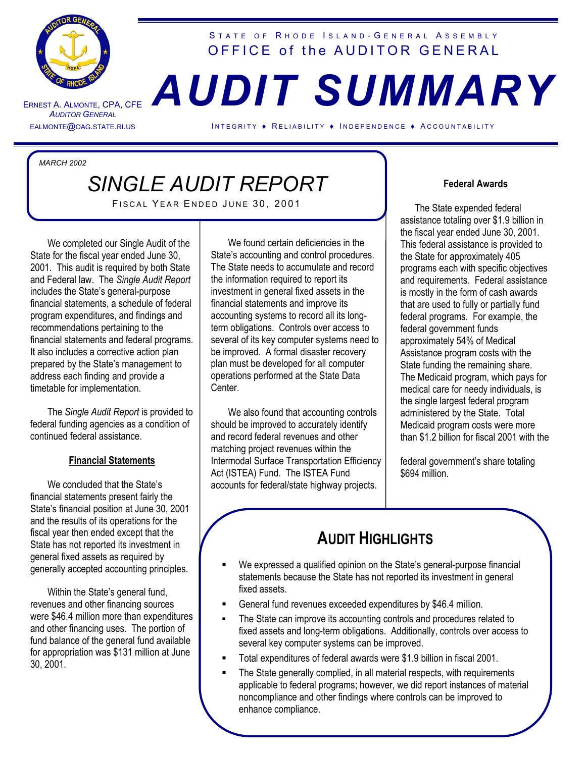STATE OF RHODE ISLAND-GENERAL ASSEMBLY
OFFICE of the AUDITOR GENERAL

ERNEST A. ALMONTE, CPA, CFE
*AUDITOR GENERAL*
EALMONTE@OAG.STATE.RI.US

# *AUDIT SUMMARY*

INTEGRITY ♦ RELIABILITY ♦ INDEPENDENCE ♦ ACCOUNTABILITY

*MARCH 2002*

## *SINGLE AUDIT REPORT*

FISCAL YEAR ENDED JUNE 30, 2001

We completed our Single Audit of the State for the fiscal year ended June 30, 2001. This audit is required by both State and Federal law. The *Single Audit Report* includes the State's general-purpose financial statements, a schedule of federal program expenditures, and findings and recommendations pertaining to the financial statements and federal programs. It also includes a corrective action plan prepared by the State's management to address each finding and provide a timetable for implementation.

The *Single Audit Report* is provided to federal funding agencies as a condition of continued federal assistance.

### Financial Statements

We concluded that the State's financial statements present fairly the State's financial position at June 30, 2001 and the results of its operations for the fiscal year then ended except that the State has not reported its investment in general fixed assets as required by generally accepted accounting principles.

Within the State's general fund, revenues and other financing sources were $46.4 million more than expenditures and other financing uses. The portion of fund balance of the general fund available for appropriation was $131 million at June 30, 2001.

We found certain deficiencies in the State's accounting and control procedures. The State needs to accumulate and record the information required to report its investment in general fixed assets in the financial statements and improve its accounting systems to record all its long-term obligations. Controls over access to several of its key computer systems need to be improved. A formal disaster recovery plan must be developed for all computer operations performed at the State Data Center.

We also found that accounting controls should be improved to accurately identify and record federal revenues and other matching project revenues within the Intermodal Surface Transportation Efficiency Act (ISTEA) Fund. The ISTEA Fund accounts for federal/state highway projects.

### Federal Awards

The State expended federal assistance totaling over $1.9 billion in the fiscal year ended June 30, 2001. This federal assistance is provided to the State for approximately 405 programs each with specific objectives and requirements. Federal assistance is mostly in the form of cash awards that are used to fully or partially fund federal programs. For example, the federal government funds approximately 54% of Medical Assistance program costs with the State funding the remaining share. The Medicaid program, which pays for medical care for needy individuals, is the single largest federal program administered by the State. Total Medicaid program costs were more than $1.2 billion for fiscal 2001 with the federal government's share totaling $694 million.

## AUDIT HIGHLIGHTS

- We expressed a qualified opinion on the State's general-purpose financial statements because the State has not reported its investment in general fixed assets.
- General fund revenues exceeded expenditures by $46.4 million.
- The State can improve its accounting controls and procedures related to fixed assets and long-term obligations. Additionally, controls over access to several key computer systems can be improved.
- Total expenditures of federal awards were $1.9 billion in fiscal 2001.
- The State generally complied, in all material respects, with requirements applicable to federal programs; however, we did report instances of material noncompliance and other findings where controls can be improved to enhance compliance.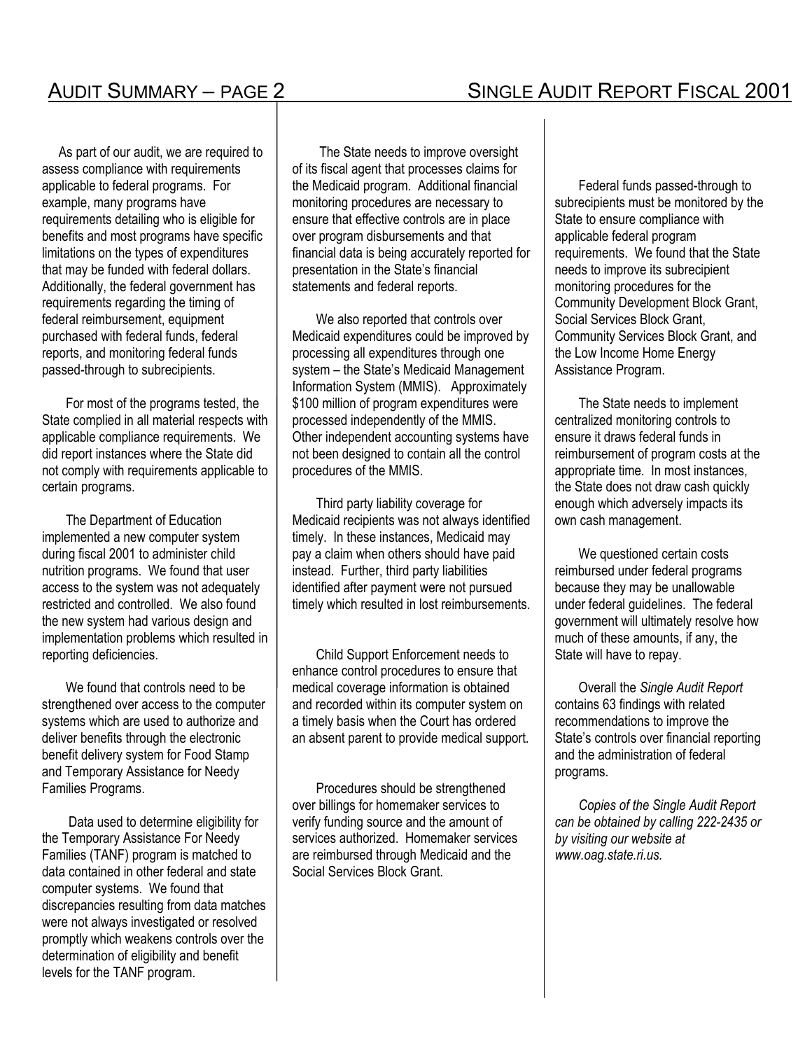As part of our audit, we are required to assess compliance with requirements applicable to federal programs. For example, many programs have requirements detailing who is eligible for benefits and most programs have specific limitations on the types of expenditures that may be funded with federal dollars. Additionally, the federal government has requirements regarding the timing of federal reimbursement, equipment purchased with federal funds, federal reports, and monitoring federal funds passed-through to subrecipients.

For most of the programs tested, the State complied in all material respects with applicable compliance requirements. We did report instances where the State did not comply with requirements applicable to certain programs.

The Department of Education implemented a new computer system during fiscal 2001 to administer child nutrition programs. We found that user access to the system was not adequately restricted and controlled. We also found the new system had various design and implementation problems which resulted in reporting deficiencies.

We found that controls need to be strengthened over access to the computer systems which are used to authorize and deliver benefits through the electronic benefit delivery system for Food Stamp and Temporary Assistance for Needy Families Programs.

Data used to determine eligibility for the Temporary Assistance For Needy Families (TANF) program is matched to data contained in other federal and state computer systems. We found that discrepancies resulting from data matches were not always investigated or resolved promptly which weakens controls over the determination of eligibility and benefit levels for the TANF program.

The State needs to improve oversight of its fiscal agent that processes claims for the Medicaid program. Additional financial monitoring procedures are necessary to ensure that effective controls are in place over program disbursements and that financial data is being accurately reported for presentation in the State's financial statements and federal reports.

We also reported that controls over Medicaid expenditures could be improved by processing all expenditures through one system – the State's Medicaid Management Information System (MMIS). Approximately $100 million of program expenditures were processed independently of the MMIS. Other independent accounting systems have not been designed to contain all the control procedures of the MMIS.

Third party liability coverage for Medicaid recipients was not always identified timely. In these instances, Medicaid may pay a claim when others should have paid instead. Further, third party liabilities identified after payment were not pursued timely which resulted in lost reimbursements.

Child Support Enforcement needs to enhance control procedures to ensure that medical coverage information is obtained and recorded within its computer system on a timely basis when the Court has ordered an absent parent to provide medical support.

Procedures should be strengthened over billings for homemaker services to verify funding source and the amount of services authorized. Homemaker services are reimbursed through Medicaid and the Social Services Block Grant.

Federal funds passed-through to subrecipients must be monitored by the State to ensure compliance with applicable federal program requirements. We found that the State needs to improve its subrecipient monitoring procedures for the Community Development Block Grant, Social Services Block Grant, Community Services Block Grant, and the Low Income Home Energy Assistance Program.

The State needs to implement centralized monitoring controls to ensure it draws federal funds in reimbursement of program costs at the appropriate time. In most instances, the State does not draw cash quickly enough which adversely impacts its own cash management.

We questioned certain costs reimbursed under federal programs because they may be unallowable under federal guidelines. The federal government will ultimately resolve how much of these amounts, if any, the State will have to repay.

Overall the *Single Audit Report* contains 63 findings with related recommendations to improve the State's controls over financial reporting and the administration of federal programs.

*Copies of the Single Audit Report can be obtained by calling 222-2435 or by visiting our website at www.oag.state.ri.us.*